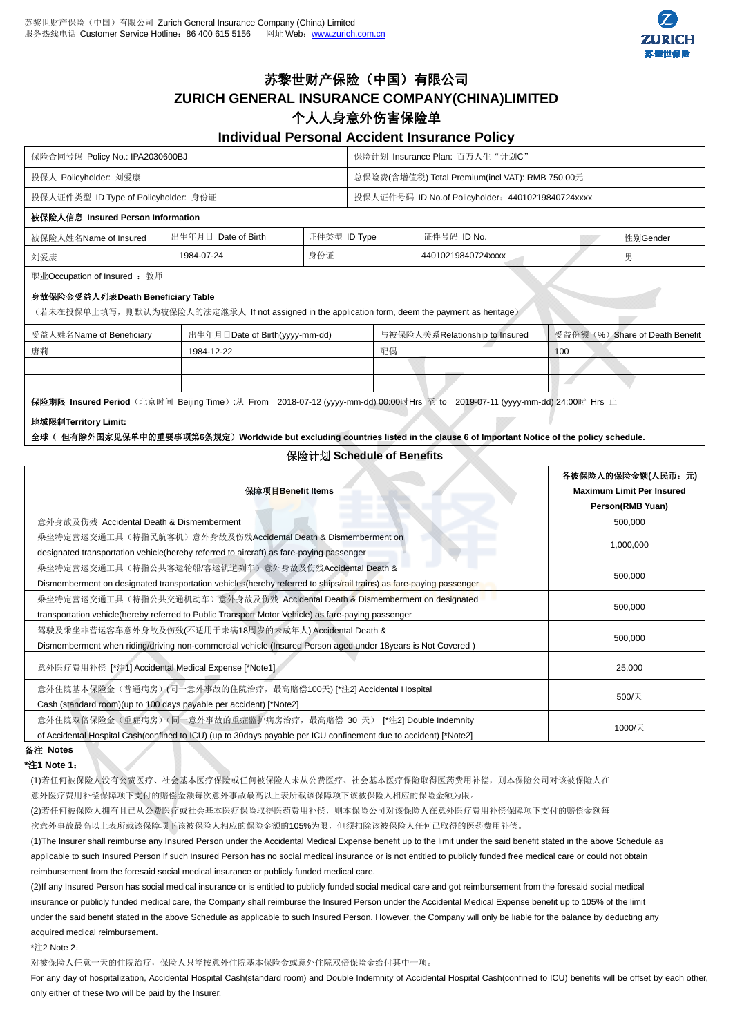# 苏黎世财产保险（中国）有限公司

# ZURICH GENERAL INSURANCE COMPANY(CHINA)LIMITED

# 个人人身意外伤害保险单

## Individual Personal Accident Insurance Policy

| 保险合同号码 Policy No.: IPA2030600BJ | 保险计划 Insurance Plan: 百万人生“计划C” |
|---|---|
| 投保人 Policyholder: 刘爱康 | 总保险费(含增值税) Total Premium(incl VAT): RMB 750.00元 |
| 投保人证件类型 ID Type of Policyholder: 身份证 | 投保人证件号码 ID No.of Policyholder：44010219840724xxxx |

**被保险人信息 Insured Person Information**

| 被保险人姓名Name of Insured | 出生年月日 Date of Birth | 证件类型 ID Type | 证件号码 ID No. | 性别Gender |
|---|---|---|---|---|
| 刘爱康 | 1984-07-24 | 身份证 | 44010219840724xxxx | 男 |

职业Occupation of Insured ： 教师

**身故保险金受益人列表Death Beneficiary Table**

（若未在投保单上填写，则默认为被保险人的法定继承人 If not assigned in the application form, deem the payment as heritage）

| 受益人姓名Name of Beneficiary | 出生年月日Date of Birth(yyyy-mm-dd) | 与被保险人关系Relationship to Insured | 受益份额（%）Share of Death Benefit |
|---|---|---|---|
| 唐莉 | 1984-12-22 | 配偶 | 100 |
| | | | |
| | | | |

**保险期限 Insured Period**（北京时间 Beijing Time）:从 From 2018-07-12 (yyyy-mm-dd) 00:00时Hrs 至 to 2019-07-11 (yyyy-mm-dd) 24:00时 Hrs 止

**地域限制Territory Limit:**

**全球（ 但有除外国家见保单中的重要事项第6条规定）Worldwide but excluding countries listed in the clause 6 of Important Notice of the policy schedule.**

### 保险计划 Schedule of Benefits

| 保障项目Benefit Items | 各被保险人的保险金额(人民币：元) Maximum Limit Per Insured Person(RMB Yuan) |
|---|---|
| 意外身故及伤残 Accidental Death & Dismemberment | 500,000 |
| 乘坐特定营运交通工具（特指民航客机）意外身故及伤残Accidental Death & Dismemberment on designated transportation vehicle(hereby referred to aircraft) as fare-paying passenger | 1,000,000 |
| 乘坐特定营运交通工具（特指公共客运轮船/客运轨道列车）意外身故及伤残Accidental Death & Dismemberment on designated transportation vehicles(hereby referred to ships/rail trains) as fare-paying passenger | 500,000 |
| 乘坐特定营运交通工具（特指公共交通机动车）意外身故及伤残 Accidental Death & Dismemberment on designated transportation vehicle(hereby referred to Public Transport Motor Vehicle) as fare-paying passenger | 500,000 |
| 驾驶及乘坐非营运客车意外身故及伤残(不适用于未满18周岁的未成年人) Accidental Death & Dismemberment when riding/driving non-commercial vehicle (Insured Person aged under 18years is Not Covered ) | 500,000 |
| 意外医疗费用补偿 [*注1] Accidental Medical Expense [*Note1] | 25,000 |
| 意外住院基本保险金（普通病房）(同一意外事故的住院治疗，最高赔偿100天) [*注2] Accidental Hospital Cash (standard room)(up to 100 days payable per accident) [*Note2] | 500/天 |
| 意外住院双倍保险金（重症病房）(同一意外事故的重症监护病房治疗，最高赔偿 30 天） [*注2] Double Indemnity of Accidental Hospital Cash(confined to ICU) (up to 30days payable per ICU confinement due to accident) [*Note2] | 1000/天 |

**备注 Notes**

***注1 Note 1：**

(1)若任何被保险人没有公费医疗、社会基本医疗保险或任何被保险人未从公费医疗、社会基本医疗保险取得医药费用补偿，则本保险公司对该被保险人在意外医疗费用补偿保障项下支付的赔偿金额每次意外事故最高以上表所载该保障项下该被保险人相应的保险金额为限。

(2)若任何被保险人拥有且已从公费医疗或社会基本医疗保险取得医药费用补偿，则本保险公司对该被保险人在意外医疗费用补偿保障项下支付的赔偿金额每次意外事故最高以上表所载该保障项下该被保险人相应的保险金额的105%为限，但须扣除该被保险人任何已取得的医药费用补偿。

(1)The Insurer shall reimburse any Insured Person under the Accidental Medical Expense benefit up to the limit under the said benefit stated in the above Schedule as applicable to such Insured Person if such Insured Person has no social medical insurance or is not entitled to publicly funded free medical care or could not obtain reimbursement from the foresaid social medical insurance or publicly funded medical care.

(2)If any Insured Person has social medical insurance or is entitled to publicly funded social medical care and got reimbursement from the foresaid social medical insurance or publicly funded medical care, the Company shall reimburse the Insured Person under the Accidental Medical Expense benefit up to 105% of the limit under the said benefit stated in the above Schedule as applicable to such Insured Person. However, the Company will only be liable for the balance by deducting any acquired medical reimbursement.

*注2 Note 2：

对被保险人任意一天的住院治疗，保险人只能按意外住院基本保险金或意外住院双倍保险金给付其中一项。

For any day of hospitalization, Accidental Hospital Cash(standard room) and Double Indemnity of Accidental Hospital Cash(confined to ICU) benefits will be offset by each other, only either of these two will be paid by the Insurer.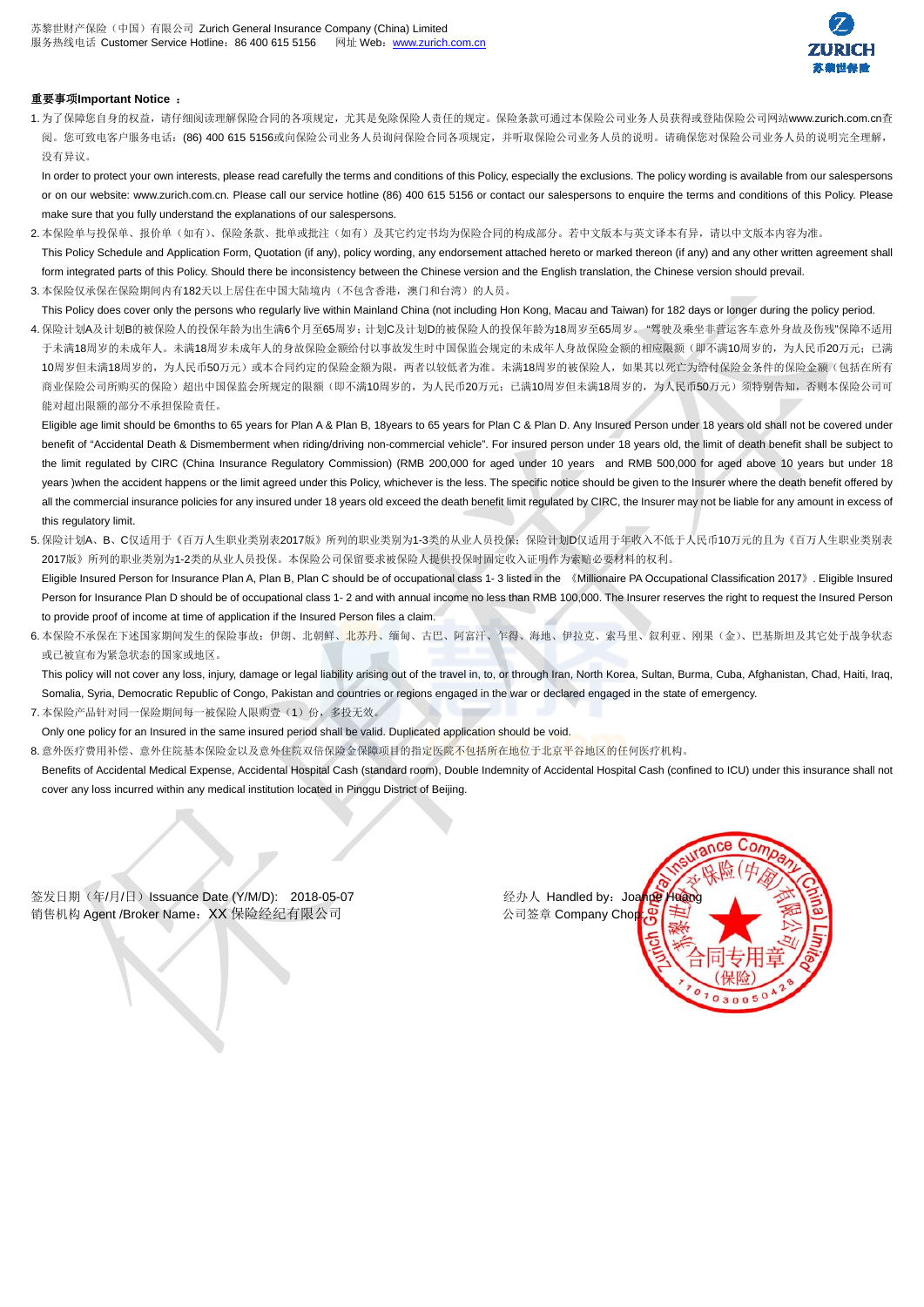苏黎世财产保险（中国）有限公司 Zurich General Insurance Company (China) Limited
服务热线电话 Customer Service Hotline：86 400 615 5156　　网址 Web：www.zurich.com.cn

**重要事项Important Notice ：**

1. 为了保障您自身的权益，请仔细阅读理解保险合同的各项规定，尤其是免除保险人责任的规定。保险条款可通过本保险公司业务人员获得或登陆保险公司网站www.zurich.com.cn查阅。您可致电客户服务电话：(86) 400 615 5156或向保险公司业务人员询问保险合同各项规定，并听取保险公司业务人员的说明。请确保您对保险公司业务人员的说明完全理解，没有异议。

   In order to protect your own interests, please read carefully the terms and conditions of this Policy, especially the exclusions. The policy wording is available from our salespersons or on our website: www.zurich.com.cn. Please call our service hotline (86) 400 615 5156 or contact our salespersons to enquire the terms and conditions of this Policy. Please make sure that you fully understand the explanations of our salespersons.

2. 本保险单与投保单、报价单（如有）、保险条款、批单或批注（如有）及其它约定书均为保险合同的构成部分。若中文版本与英文译本有异，请以中文版本内容为准。

   This Policy Schedule and Application Form, Quotation (if any), policy wording, any endorsement attached hereto or marked thereon (if any) and any other written agreement shall form integrated parts of this Policy. Should there be inconsistency between the Chinese version and the English translation, the Chinese version should prevail.

3. 本保险仅承保在保险期间内有182天以上居住在中国大陆境内（不包含香港，澳门和台湾）的人员。

   This Policy does cover only the persons who regularly live within Mainland China (not including Hon Kong, Macau and Taiwan) for 182 days or longer during the policy period.

4. 保险计划A及计划B的被保险人的投保年龄为出生满6个月至65周岁；计划C及计划D的被保险人的投保年龄为18周岁至65周岁。"驾驶及乘坐非营运客车意外身故及伤残"保障不适用于未满18周岁的未成年人。未满18周岁未成年人的身故保险金额给付以事故发生时中国保监会规定的未成年人身故保险金额的相应限额（即不满10周岁的，为人民币20万元；已满10周岁但未满18周岁的，为人民币50万元）或本合同约定的保险金额为限，两者以较低者为准。未满18周岁的被保险人，如果其以死亡为给付保险金条件的保险金额（包括在所有商业保险公司所购买的保险）超出中国保监会所规定的限额（即不满10周岁的，为人民币20万元；已满10周岁但未满18周岁的，为人民币50万元）须特别告知，否则本保险公司可能对超出限额的部分不承担保险责任。

   Eligible age limit should be 6months to 65 years for Plan A & Plan B, 18years to 65 years for Plan C & Plan D. Any Insured Person under 18 years old shall not be covered under benefit of "Accidental Death & Dismemberment when riding/driving non-commercial vehicle". For insured person under 18 years old, the limit of death benefit shall be subject to the limit regulated by CIRC (China Insurance Regulatory Commission) (RMB 200,000 for aged under 10 years and RMB 500,000 for aged above 10 years but under 18 years )when the accident happens or the limit agreed under this Policy, whichever is the less. The specific notice should be given to the Insurer where the death benefit offered by all the commercial insurance policies for any insured under 18 years old exceed the death benefit limit regulated by CIRC, the Insurer may not be liable for any amount in excess of this regulatory limit.

5. 保险计划A、B、C仅适用于《百万人生职业类别表2017版》所列的职业类别为1-3类的从业人员投保；保险计划D仅适用于年收入不低于人民币10万元的且为《百万人生职业类别表2017版》所列的职业类别为1-2类的从业人员投保。本保险公司保留要求被保险人提供投保时固定收入证明作为索赔必要材料的权利。

   Eligible Insured Person for Insurance Plan A, Plan B, Plan C should be of occupational class 1- 3 listed in the 《Millionaire PA Occupational Classification 2017》. Eligible Insured Person for Insurance Plan D should be of occupational class 1- 2 and with annual income no less than RMB 100,000. The Insurer reserves the right to request the Insured Person to provide proof of income at time of application if the Insured Person files a claim.

6. 本保险不承保在下述国家期间发生的保险事故：伊朗、北朝鲜、北苏丹、缅甸、古巴、阿富汗、乍得、海地、伊拉克、索马里、叙利亚、刚果（金）、巴基斯坦及其它处于战争状态或已被宣布为紧急状态的国家或地区。

   This policy will not cover any loss, injury, damage or legal liability arising out of the travel in, to, or through Iran, North Korea, Sultan, Burma, Cuba, Afghanistan, Chad, Haiti, Iraq, Somalia, Syria, Democratic Republic of Congo, Pakistan and countries or regions engaged in the war or declared engaged in the state of emergency.

7. 本保险产品针对同一保险期间每一被保险人限购壹（1）份，多投无效。

   Only one policy for an Insured in the same insured period shall be valid. Duplicated application should be void.

8. 意外医疗费用补偿、意外住院基本保险金以及意外住院双倍保险金保障项目的指定医院不包括所在地位于北京平谷地区的任何医疗机构。

   Benefits of Accidental Medical Expense, Accidental Hospital Cash (standard room), Double Indemnity of Accidental Hospital Cash (confined to ICU) under this insurance shall not cover any loss incurred within any medical institution located in Pinggu District of Beijing.

签发日期（年/月/日）Issuance Date (Y/M/D):　2018-05-07
销售机构 Agent /Broker Name：XX 保险经纪有限公司

经办人 Handled by：Joanne Huang
公司签章 Company Chop：

苏黎世财产保险（中国）有限公司 Zurich General Insurance Company (China) Limited 合同专用章（保险） 1101030050428